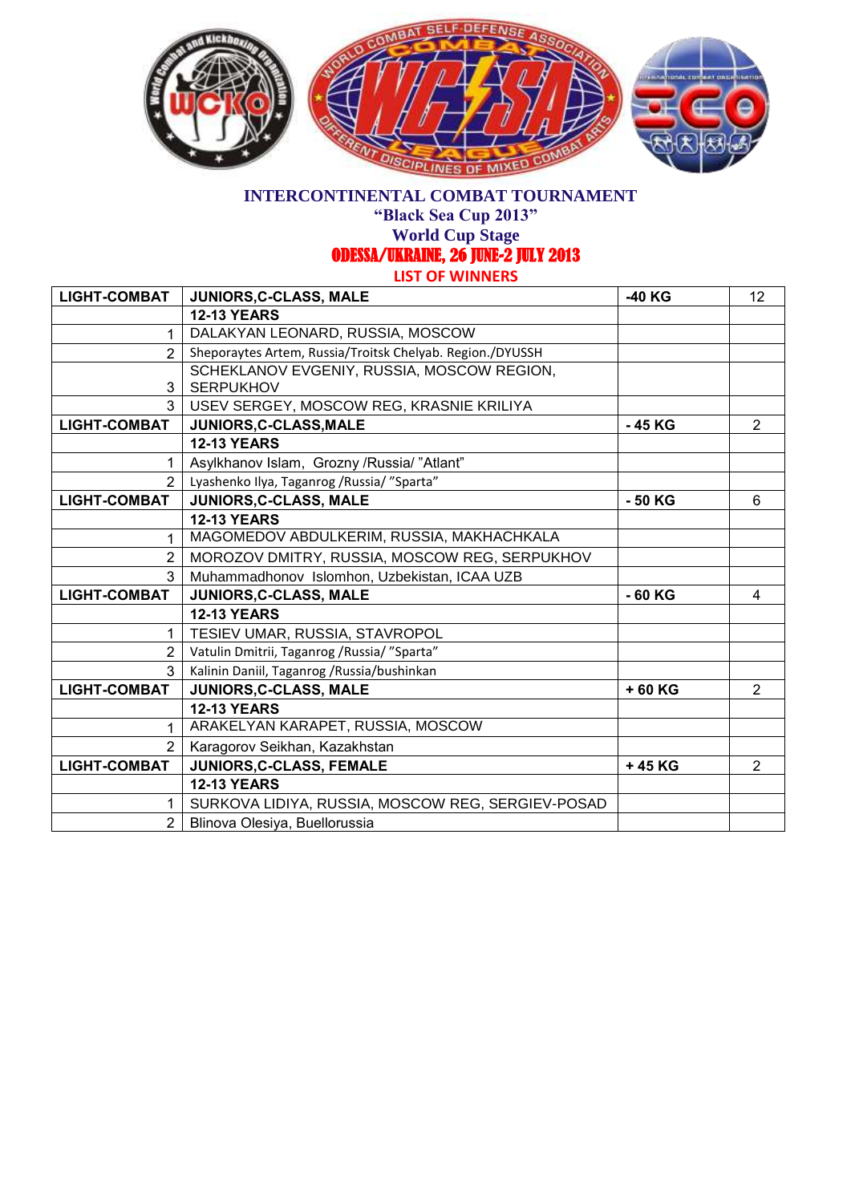# INTERCONTINENTAL COMBAT TOURNAMENT

## "Black Sea Cup 2013"

## World Cup Stage

## ODESSA/UKRAINE, 26 JUNE-2 JULY 2013

### LIST OF WINNERS

| LIGHT-COMBAT | JUNIORS,C-CLASS, MALE | -40 KG | 12 |
|---|---|---|---|
| | **12-13 YEARS** | | |
| 1 | DALAKYAN LEONARD, RUSSIA, MOSCOW | | |
| 2 | Sheporaytes Artem, Russia/Troitsk Chelyab. Region./DYUSSH | | |
| 3 | SCHEKLANOV EVGENIY, RUSSIA, MOSCOW REGION, SERPUKHOV | | |
| 3 | USEV SERGEY, MOSCOW REG, KRASNIE KRILIYA | | |
| **LIGHT-COMBAT** | **JUNIORS,C-CLASS,MALE** | **- 45 KG** | 2 |
| | **12-13 YEARS** | | |
| 1 | Asylkhanov Islam, Grozny /Russia/ "Atlant" | | |
| 2 | Lyashenko Ilya, Taganrog /Russia/ "Sparta" | | |
| **LIGHT-COMBAT** | **JUNIORS,C-CLASS, MALE** | **- 50 KG** | 6 |
| | **12-13 YEARS** | | |
| 1 | MAGOMEDOV ABDULKERIM, RUSSIA, MAKHACHKALA | | |
| 2 | MOROZOV DMITRY, RUSSIA, MOSCOW REG, SERPUKHOV | | |
| 3 | Muhammadhonov Islomhon, Uzbekistan, ICAA UZB | | |
| **LIGHT-COMBAT** | **JUNIORS,C-CLASS, MALE** | **- 60 KG** | 4 |
| | **12-13 YEARS** | | |
| 1 | TESIEV UMAR, RUSSIA, STAVROPOL | | |
| 2 | Vatulin Dmitrii, Taganrog /Russia/ "Sparta" | | |
| 3 | Kalinin Daniil, Taganrog /Russia/bushinkan | | |
| **LIGHT-COMBAT** | **JUNIORS,C-CLASS, MALE** | **+ 60 KG** | 2 |
| | **12-13 YEARS** | | |
| 1 | ARAKELYAN KARAPET, RUSSIA, MOSCOW | | |
| 2 | Karagorov Seikhan, Kazakhstan | | |
| **LIGHT-COMBAT** | **JUNIORS,C-CLASS, FEMALE** | **+ 45 KG** | 2 |
| | **12-13 YEARS** | | |
| 1 | SURKOVA LIDIYA, RUSSIA, MOSCOW REG, SERGIEV-POSAD | | |
| 2 | Blinova Olesiya, Buellorussia | | |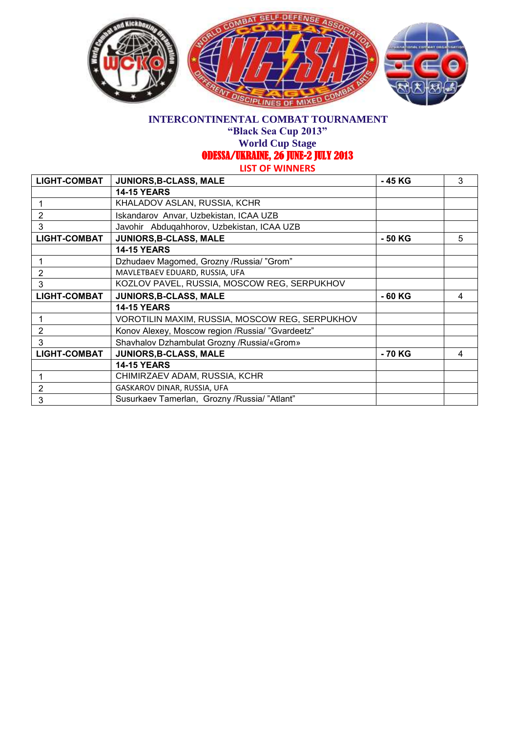**INTERCONTINENTAL COMBAT TOURNAMENT**
**"Black Sea Cup 2013"**
**World Cup Stage**
**ODESSA/UKRAINE, 26 JUNE-2 JULY 2013**
**LIST OF WINNERS**

| | | | |
|---|---|---|---|
| **LIGHT-COMBAT** | **JUNIORS,B-CLASS, MALE** | **- 45 KG** | 3 |
| | **14-15 YEARS** | | |
| 1 | KHALADOV ASLAN, RUSSIA, KCHR | | |
| 2 | Iskandarov Anvar, Uzbekistan, ICAA UZB | | |
| 3 | Javohir Abduqahhorov, Uzbekistan, ICAA UZB | | |
| **LIGHT-COMBAT** | **JUNIORS,B-CLASS, MALE** | **- 50 KG** | 5 |
| | **14-15 YEARS** | | |
| 1 | Dzhudaev Magomed, Grozny /Russia/ "Grom" | | |
| 2 | MAVLETBAEV EDUARD, RUSSIA, UFA | | |
| 3 | KOZLOV PAVEL, RUSSIA, MOSCOW REG, SERPUKHOV | | |
| **LIGHT-COMBAT** | **JUNIORS,B-CLASS, MALE** | **- 60 KG** | 4 |
| | **14-15 YEARS** | | |
| 1 | VOROTILIN MAXIM, RUSSIA, MOSCOW REG, SERPUKHOV | | |
| 2 | Konov Alexey, Moscow region /Russia/ "Gvardeetz" | | |
| 3 | Shavhalov Dzhambulat Grozny /Russia/«Grom» | | |
| **LIGHT-COMBAT** | **JUNIORS,B-CLASS, MALE** | **- 70 KG** | 4 |
| | **14-15 YEARS** | | |
| 1 | CHIMIRZAEV ADAM, RUSSIA, KCHR | | |
| 2 | GASKAROV DINAR, RUSSIA, UFA | | |
| 3 | Susurkaev Tamerlan, Grozny /Russia/ "Atlant" | | |